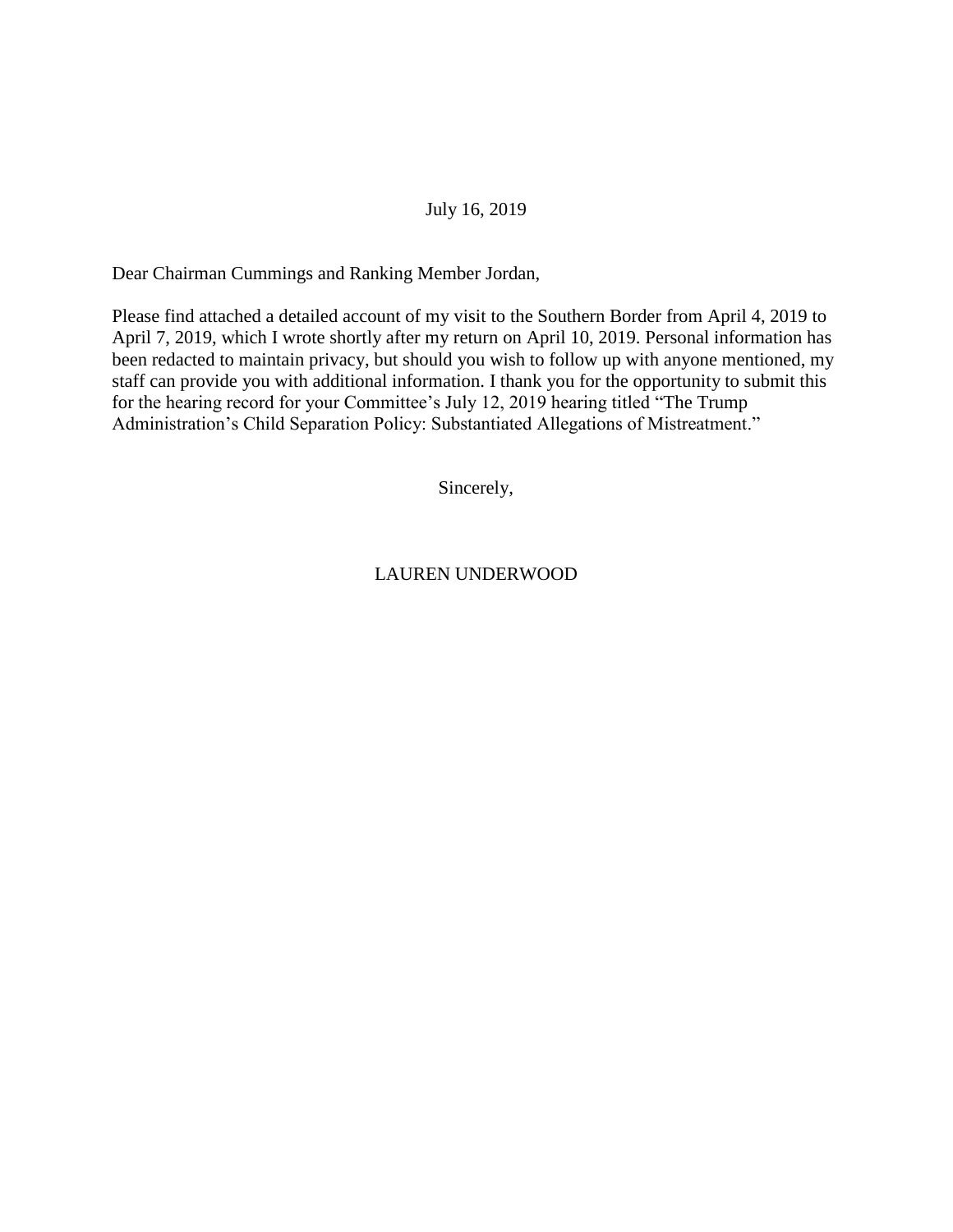July 16, 2019

Dear Chairman Cummings and Ranking Member Jordan,

Please find attached a detailed account of my visit to the Southern Border from April 4, 2019 to April 7, 2019, which I wrote shortly after my return on April 10, 2019. Personal information has been redacted to maintain privacy, but should you wish to follow up with anyone mentioned, my staff can provide you with additional information. I thank you for the opportunity to submit this for the hearing record for your Committee's July 12, 2019 hearing titled "The Trump Administration's Child Separation Policy: Substantiated Allegations of Mistreatment."

Sincerely,

LAUREN UNDERWOOD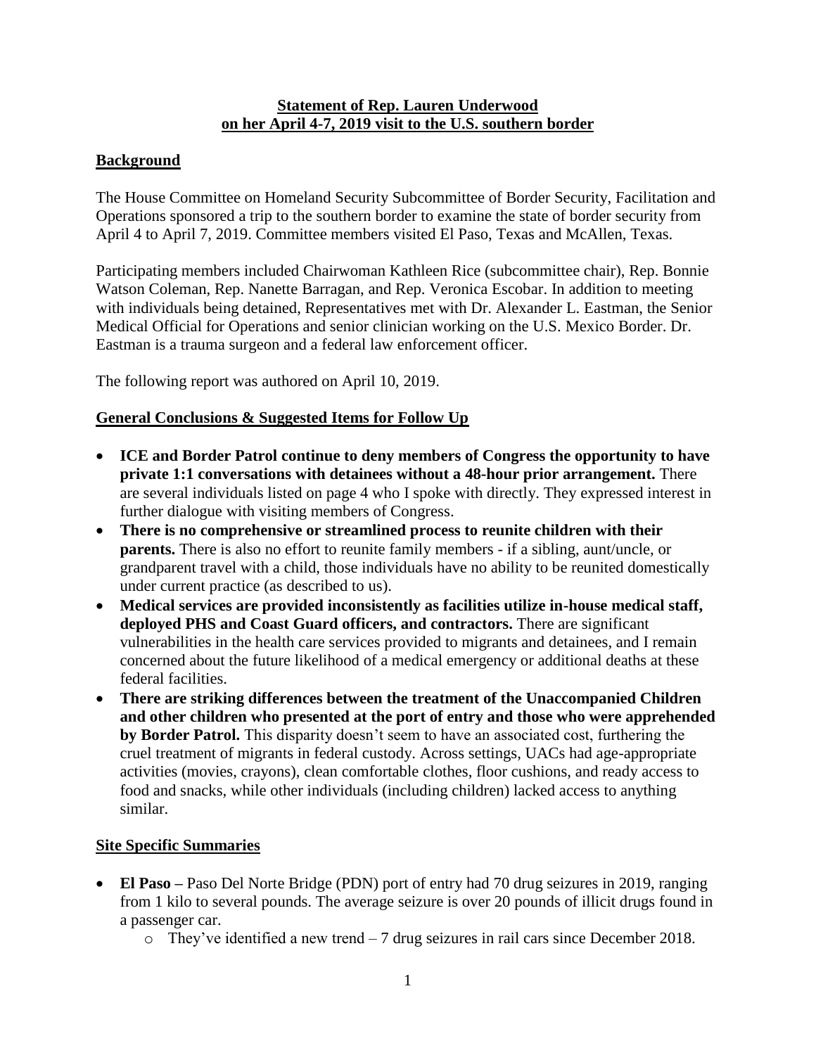**Statement of Rep. Lauren Underwood on her April 4-7, 2019 visit to the U.S. southern border**

## Background

The House Committee on Homeland Security Subcommittee of Border Security, Facilitation and Operations sponsored a trip to the southern border to examine the state of border security from April 4 to April 7, 2019. Committee members visited El Paso, Texas and McAllen, Texas.

Participating members included Chairwoman Kathleen Rice (subcommittee chair), Rep. Bonnie Watson Coleman, Rep. Nanette Barragan, and Rep. Veronica Escobar. In addition to meeting with individuals being detained, Representatives met with Dr. Alexander L. Eastman, the Senior Medical Official for Operations and senior clinician working on the U.S. Mexico Border. Dr. Eastman is a trauma surgeon and a federal law enforcement officer.

The following report was authored on April 10, 2019.

## General Conclusions & Suggested Items for Follow Up

- **ICE and Border Patrol continue to deny members of Congress the opportunity to have private 1:1 conversations with detainees without a 48-hour prior arrangement.** There are several individuals listed on page 4 who I spoke with directly. They expressed interest in further dialogue with visiting members of Congress.
- **There is no comprehensive or streamlined process to reunite children with their parents.** There is also no effort to reunite family members - if a sibling, aunt/uncle, or grandparent travel with a child, those individuals have no ability to be reunited domestically under current practice (as described to us).
- **Medical services are provided inconsistently as facilities utilize in-house medical staff, deployed PHS and Coast Guard officers, and contractors.** There are significant vulnerabilities in the health care services provided to migrants and detainees, and I remain concerned about the future likelihood of a medical emergency or additional deaths at these federal facilities.
- **There are striking differences between the treatment of the Unaccompanied Children and other children who presented at the port of entry and those who were apprehended by Border Patrol.** This disparity doesn't seem to have an associated cost, furthering the cruel treatment of migrants in federal custody. Across settings, UACs had age-appropriate activities (movies, crayons), clean comfortable clothes, floor cushions, and ready access to food and snacks, while other individuals (including children) lacked access to anything similar.

## Site Specific Summaries

- **El Paso –** Paso Del Norte Bridge (PDN) port of entry had 70 drug seizures in 2019, ranging from 1 kilo to several pounds. The average seizure is over 20 pounds of illicit drugs found in a passenger car.
  - They've identified a new trend – 7 drug seizures in rail cars since December 2018.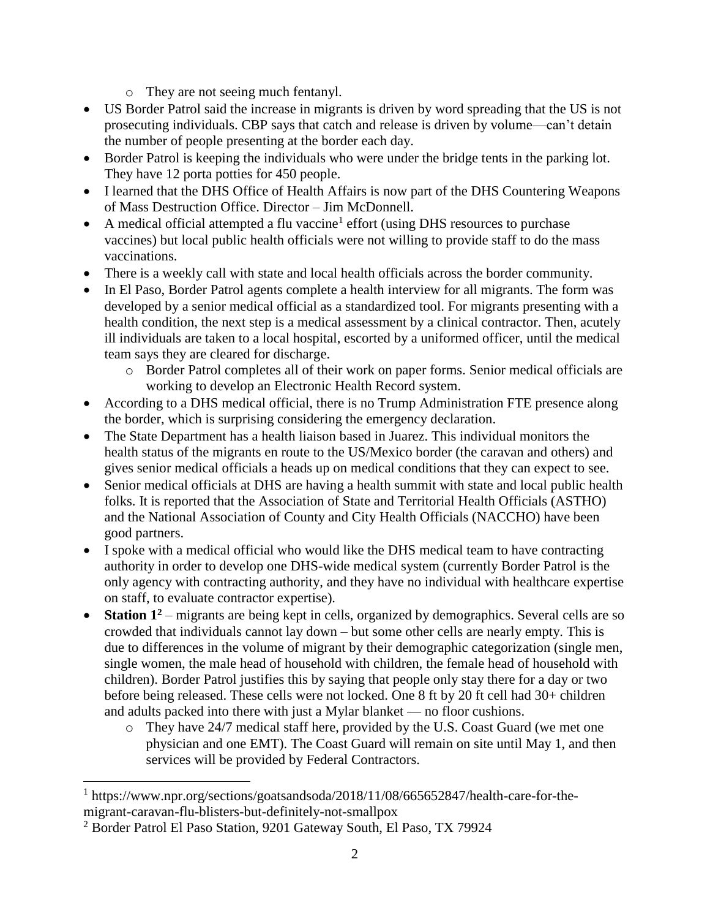- They are not seeing much fentanyl.
- US Border Patrol said the increase in migrants is driven by word spreading that the US is not prosecuting individuals. CBP says that catch and release is driven by volume—can't detain the number of people presenting at the border each day.
- Border Patrol is keeping the individuals who were under the bridge tents in the parking lot. They have 12 porta potties for 450 people.
- I learned that the DHS Office of Health Affairs is now part of the DHS Countering Weapons of Mass Destruction Office. Director – Jim McDonnell.
- A medical official attempted a flu vaccine[1] effort (using DHS resources to purchase vaccines) but local public health officials were not willing to provide staff to do the mass vaccinations.
- There is a weekly call with state and local health officials across the border community.
- In El Paso, Border Patrol agents complete a health interview for all migrants. The form was developed by a senior medical official as a standardized tool. For migrants presenting with a health condition, the next step is a medical assessment by a clinical contractor. Then, acutely ill individuals are taken to a local hospital, escorted by a uniformed officer, until the medical team says they are cleared for discharge.
  - Border Patrol completes all of their work on paper forms. Senior medical officials are working to develop an Electronic Health Record system.
- According to a DHS medical official, there is no Trump Administration FTE presence along the border, which is surprising considering the emergency declaration.
- The State Department has a health liaison based in Juarez. This individual monitors the health status of the migrants en route to the US/Mexico border (the caravan and others) and gives senior medical officials a heads up on medical conditions that they can expect to see.
- Senior medical officials at DHS are having a health summit with state and local public health folks. It is reported that the Association of State and Territorial Health Officials (ASTHO) and the National Association of County and City Health Officials (NACCHO) have been good partners.
- I spoke with a medical official who would like the DHS medical team to have contracting authority in order to develop one DHS-wide medical system (currently Border Patrol is the only agency with contracting authority, and they have no individual with healthcare expertise on staff, to evaluate contractor expertise).
- **Station 1**[2] – migrants are being kept in cells, organized by demographics. Several cells are so crowded that individuals cannot lay down – but some other cells are nearly empty. This is due to differences in the volume of migrant by their demographic categorization (single men, single women, the male head of household with children, the female head of household with children). Border Patrol justifies this by saying that people only stay there for a day or two before being released. These cells were not locked. One 8 ft by 20 ft cell had 30+ children and adults packed into there with just a Mylar blanket — no floor cushions.
  - They have 24/7 medical staff here, provided by the U.S. Coast Guard (we met one physician and one EMT). The Coast Guard will remain on site until May 1, and then services will be provided by Federal Contractors.

---

[1] https://www.npr.org/sections/goatsandsoda/2018/11/08/665652847/health-care-for-the-migrant-caravan-flu-blisters-but-definitely-not-smallpox

[2] Border Patrol El Paso Station, 9201 Gateway South, El Paso, TX 79924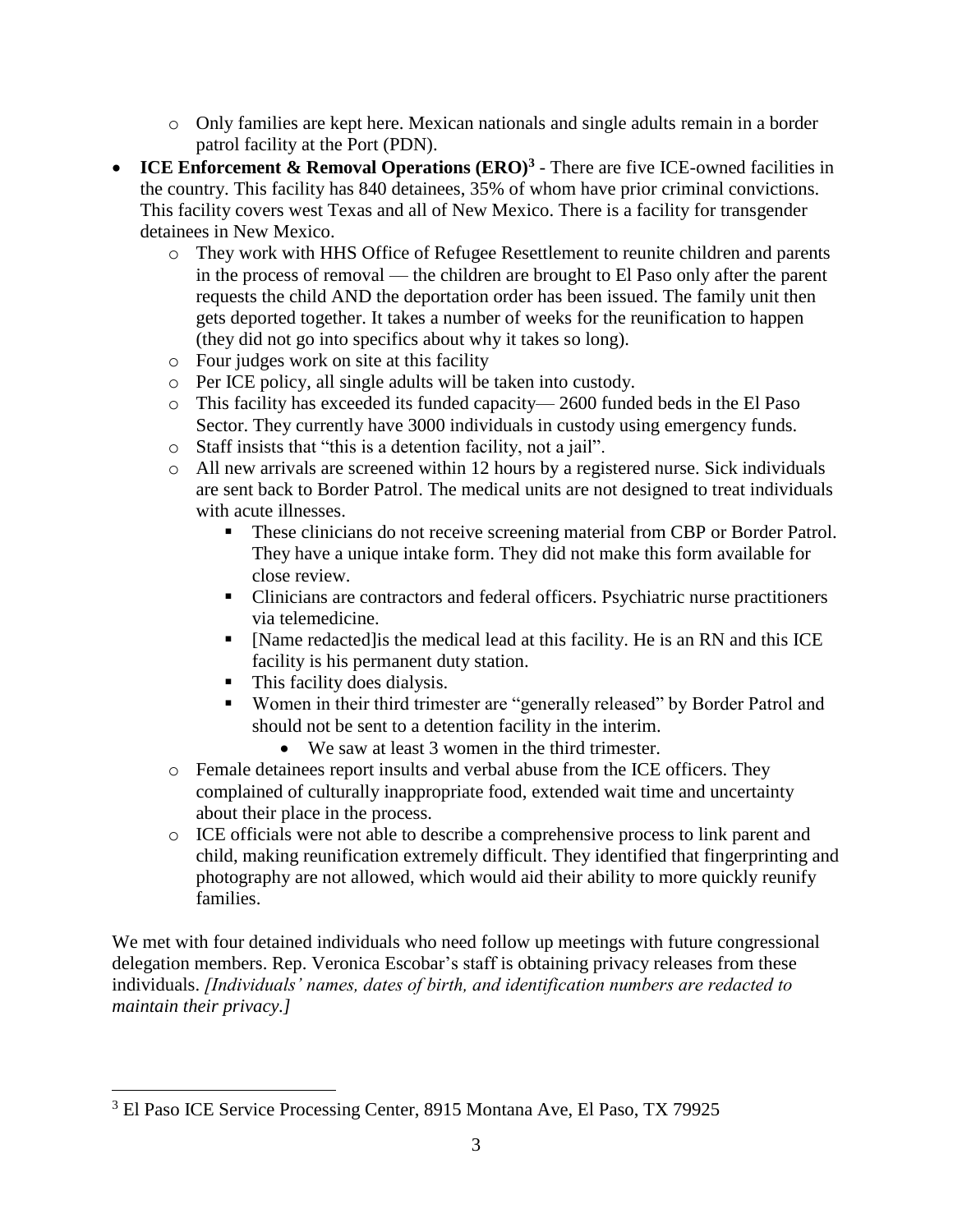- Only families are kept here. Mexican nationals and single adults remain in a border patrol facility at the Port (PDN).
- **ICE Enforcement & Removal Operations (ERO)**[3] - There are five ICE-owned facilities in the country. This facility has 840 detainees, 35% of whom have prior criminal convictions. This facility covers west Texas and all of New Mexico. There is a facility for transgender detainees in New Mexico.
    - They work with HHS Office of Refugee Resettlement to reunite children and parents in the process of removal — the children are brought to El Paso only after the parent requests the child AND the deportation order has been issued. The family unit then gets deported together. It takes a number of weeks for the reunification to happen (they did not go into specifics about why it takes so long).
    - Four judges work on site at this facility
    - Per ICE policy, all single adults will be taken into custody.
    - This facility has exceeded its funded capacity— 2600 funded beds in the El Paso Sector. They currently have 3000 individuals in custody using emergency funds.
    - Staff insists that "this is a detention facility, not a jail".
    - All new arrivals are screened within 12 hours by a registered nurse. Sick individuals are sent back to Border Patrol. The medical units are not designed to treat individuals with acute illnesses.
        - These clinicians do not receive screening material from CBP or Border Patrol. They have a unique intake form. They did not make this form available for close review.
        - Clinicians are contractors and federal officers. Psychiatric nurse practitioners via telemedicine.
        - [Name redacted]is the medical lead at this facility. He is an RN and this ICE facility is his permanent duty station.
        - This facility does dialysis.
        - Women in their third trimester are "generally released" by Border Patrol and should not be sent to a detention facility in the interim.
            - We saw at least 3 women in the third trimester.
    - Female detainees report insults and verbal abuse from the ICE officers. They complained of culturally inappropriate food, extended wait time and uncertainty about their place in the process.
    - ICE officials were not able to describe a comprehensive process to link parent and child, making reunification extremely difficult. They identified that fingerprinting and photography are not allowed, which would aid their ability to more quickly reunify families.

We met with four detained individuals who need follow up meetings with future congressional delegation members. Rep. Veronica Escobar's staff is obtaining privacy releases from these individuals. *[Individuals' names, dates of birth, and identification numbers are redacted to maintain their privacy.]*

---

[3] El Paso ICE Service Processing Center, 8915 Montana Ave, El Paso, TX 79925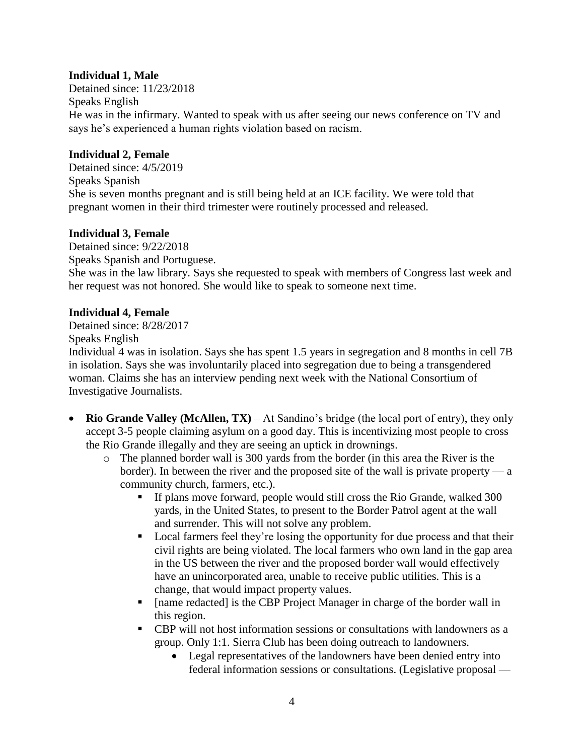**Individual 1, Male**
Detained since: 11/23/2018
Speaks English
He was in the infirmary. Wanted to speak with us after seeing our news conference on TV and says he's experienced a human rights violation based on racism.

**Individual 2, Female**
Detained since: 4/5/2019
Speaks Spanish
She is seven months pregnant and is still being held at an ICE facility. We were told that pregnant women in their third trimester were routinely processed and released.

**Individual 3, Female**
Detained since: 9/22/2018
Speaks Spanish and Portuguese.
She was in the law library. Says she requested to speak with members of Congress last week and her request was not honored. She would like to speak to someone next time.

**Individual 4, Female**
Detained since: 8/28/2017
Speaks English
Individual 4 was in isolation. Says she has spent 1.5 years in segregation and 8 months in cell 7B in isolation. Says she was involuntarily placed into segregation due to being a transgendered woman. Claims she has an interview pending next week with the National Consortium of Investigative Journalists.

- **Rio Grande Valley (McAllen, TX)** – At Sandino's bridge (the local port of entry), they only accept 3-5 people claiming asylum on a good day. This is incentivizing most people to cross the Rio Grande illegally and they are seeing an uptick in drownings.
  - The planned border wall is 300 yards from the border (in this area the River is the border). In between the river and the proposed site of the wall is private property — a community church, farmers, etc.).
    - If plans move forward, people would still cross the Rio Grande, walked 300 yards, in the United States, to present to the Border Patrol agent at the wall and surrender. This will not solve any problem.
    - Local farmers feel they're losing the opportunity for due process and that their civil rights are being violated. The local farmers who own land in the gap area in the US between the river and the proposed border wall would effectively have an unincorporated area, unable to receive public utilities. This is a change, that would impact property values.
    - [name redacted] is the CBP Project Manager in charge of the border wall in this region.
    - CBP will not host information sessions or consultations with landowners as a group. Only 1:1. Sierra Club has been doing outreach to landowners.
      - Legal representatives of the landowners have been denied entry into federal information sessions or consultations. (Legislative proposal —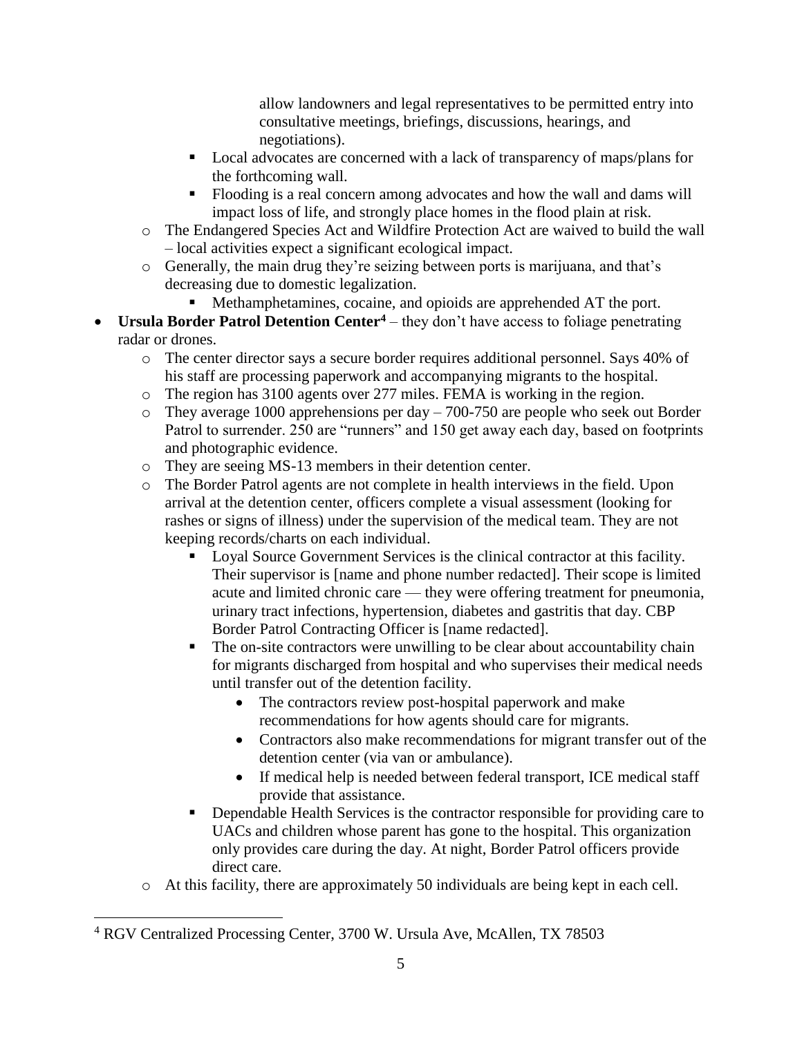allow landowners and legal representatives to be permitted entry into consultative meetings, briefings, discussions, hearings, and negotiations).

    - Local advocates are concerned with a lack of transparency of maps/plans for the forthcoming wall.
    - Flooding is a real concern among advocates and how the wall and dams will impact loss of life, and strongly place homes in the flood plain at risk.
  - The Endangered Species Act and Wildfire Protection Act are waived to build the wall – local activities expect a significant ecological impact.
  - Generally, the main drug they're seizing between ports is marijuana, and that's decreasing due to domestic legalization.
    - Methamphetamines, cocaine, and opioids are apprehended AT the port.
- **Ursula Border Patrol Detention Center[4]** – they don't have access to foliage penetrating radar or drones.
  - The center director says a secure border requires additional personnel. Says 40% of his staff are processing paperwork and accompanying migrants to the hospital.
  - The region has 3100 agents over 277 miles. FEMA is working in the region.
  - They average 1000 apprehensions per day – 700-750 are people who seek out Border Patrol to surrender. 250 are "runners" and 150 get away each day, based on footprints and photographic evidence.
  - They are seeing MS-13 members in their detention center.
  - The Border Patrol agents are not complete in health interviews in the field. Upon arrival at the detention center, officers complete a visual assessment (looking for rashes or signs of illness) under the supervision of the medical team. They are not keeping records/charts on each individual.
    - Loyal Source Government Services is the clinical contractor at this facility. Their supervisor is [name and phone number redacted]. Their scope is limited acute and limited chronic care — they were offering treatment for pneumonia, urinary tract infections, hypertension, diabetes and gastritis that day. CBP Border Patrol Contracting Officer is [name redacted].
    - The on-site contractors were unwilling to be clear about accountability chain for migrants discharged from hospital and who supervises their medical needs until transfer out of the detention facility.
      - The contractors review post-hospital paperwork and make recommendations for how agents should care for migrants.
      - Contractors also make recommendations for migrant transfer out of the detention center (via van or ambulance).
      - If medical help is needed between federal transport, ICE medical staff provide that assistance.
    - Dependable Health Services is the contractor responsible for providing care to UACs and children whose parent has gone to the hospital. This organization only provides care during the day. At night, Border Patrol officers provide direct care.
  - At this facility, there are approximately 50 individuals are being kept in each cell.

[4] RGV Centralized Processing Center, 3700 W. Ursula Ave, McAllen, TX 78503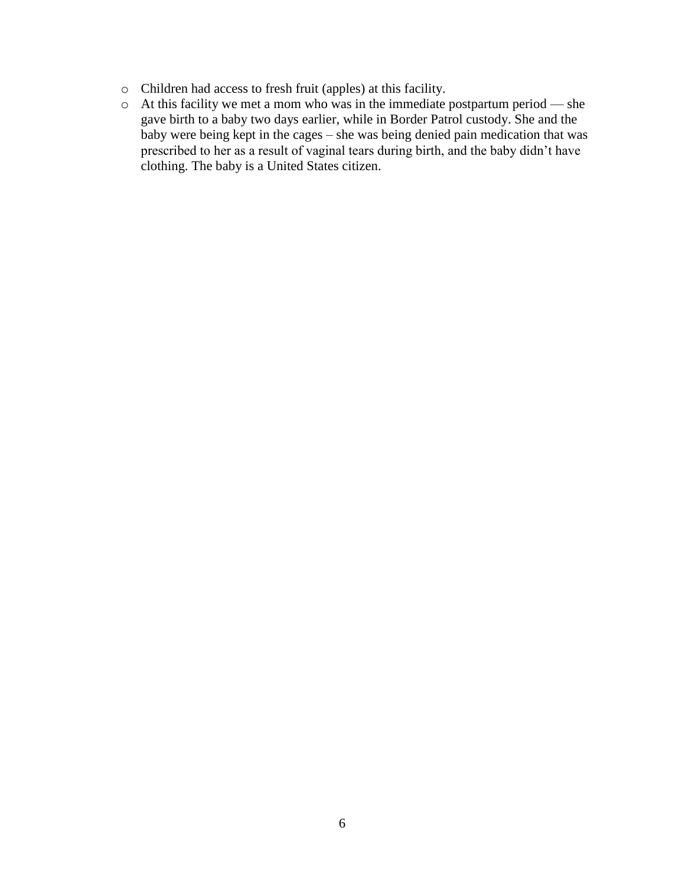- Children had access to fresh fruit (apples) at this facility.
- At this facility we met a mom who was in the immediate postpartum period — she gave birth to a baby two days earlier, while in Border Patrol custody. She and the baby were being kept in the cages – she was being denied pain medication that was prescribed to her as a result of vaginal tears during birth, and the baby didn't have clothing. The baby is a United States citizen.